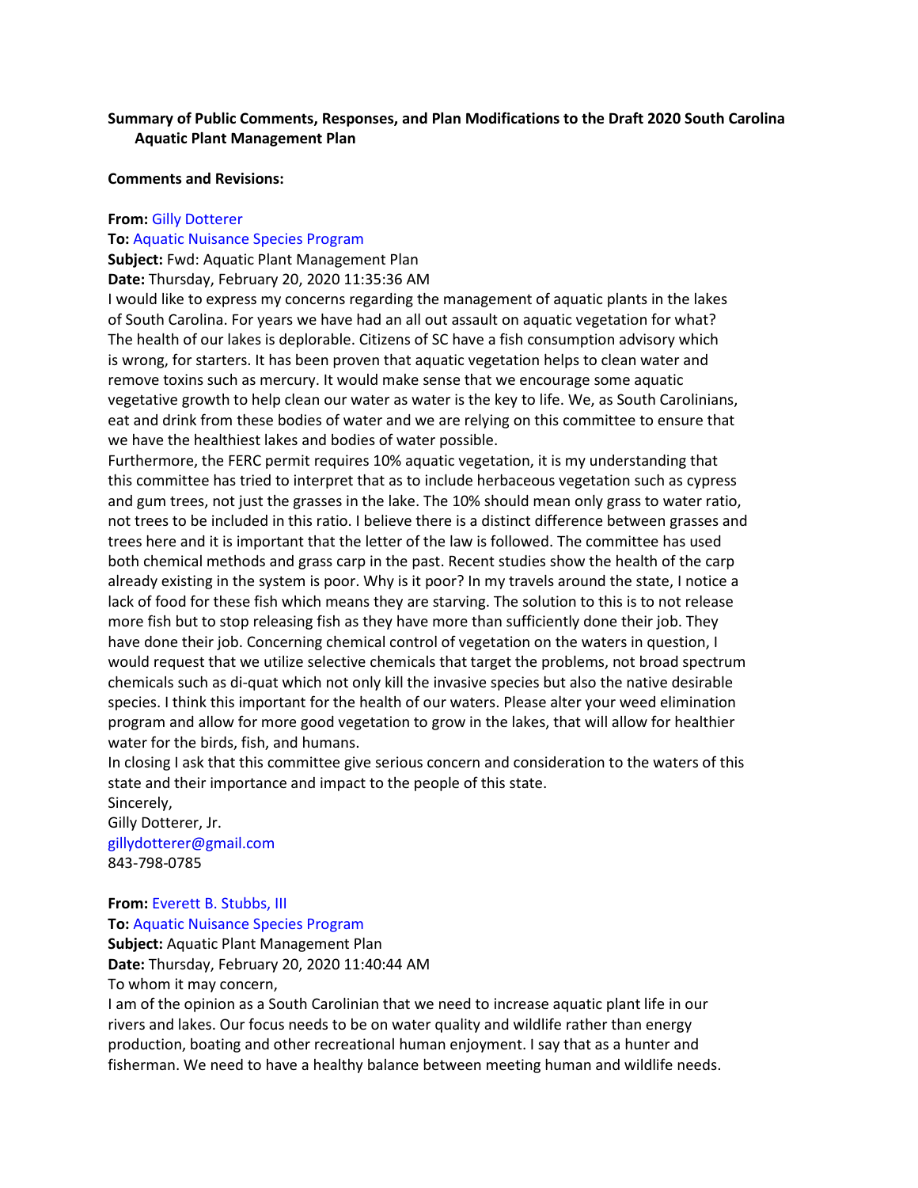**Summary of Public Comments, Responses, and Plan Modifications to the Draft 2020 South Carolina Aquatic Plant Management Plan**

**Comments and Revisions:**

**From:** Gilly Dotterer
**To:** Aquatic Nuisance Species Program
**Subject:** Fwd: Aquatic Plant Management Plan
**Date:** Thursday, February 20, 2020 11:35:36 AM

I would like to express my concerns regarding the management of aquatic plants in the lakes of South Carolina. For years we have had an all out assault on aquatic vegetation for what? The health of our lakes is deplorable. Citizens of SC have a fish consumption advisory which is wrong, for starters. It has been proven that aquatic vegetation helps to clean water and remove toxins such as mercury. It would make sense that we encourage some aquatic vegetative growth to help clean our water as water is the key to life. We, as South Carolinians, eat and drink from these bodies of water and we are relying on this committee to ensure that we have the healthiest lakes and bodies of water possible.

Furthermore, the FERC permit requires 10% aquatic vegetation, it is my understanding that this committee has tried to interpret that as to include herbaceous vegetation such as cypress and gum trees, not just the grasses in the lake. The 10% should mean only grass to water ratio, not trees to be included in this ratio. I believe there is a distinct difference between grasses and trees here and it is important that the letter of the law is followed. The committee has used both chemical methods and grass carp in the past. Recent studies show the health of the carp already existing in the system is poor. Why is it poor? In my travels around the state, I notice a lack of food for these fish which means they are starving. The solution to this is to not release more fish but to stop releasing fish as they have more than sufficiently done their job. They have done their job. Concerning chemical control of vegetation on the waters in question, I would request that we utilize selective chemicals that target the problems, not broad spectrum chemicals such as di-quat which not only kill the invasive species but also the native desirable species. I think this important for the health of our waters. Please alter your weed elimination program and allow for more good vegetation to grow in the lakes, that will allow for healthier water for the birds, fish, and humans.

In closing I ask that this committee give serious concern and consideration to the waters of this state and their importance and impact to the people of this state.

Sincerely,
Gilly Dotterer, Jr.
gillydotterer@gmail.com
843-798-0785

**From:** Everett B. Stubbs, III
**To:** Aquatic Nuisance Species Program
**Subject:** Aquatic Plant Management Plan
**Date:** Thursday, February 20, 2020 11:40:44 AM

To whom it may concern,

I am of the opinion as a South Carolinian that we need to increase aquatic plant life in our rivers and lakes. Our focus needs to be on water quality and wildlife rather than energy production, boating and other recreational human enjoyment. I say that as a hunter and fisherman. We need to have a healthy balance between meeting human and wildlife needs.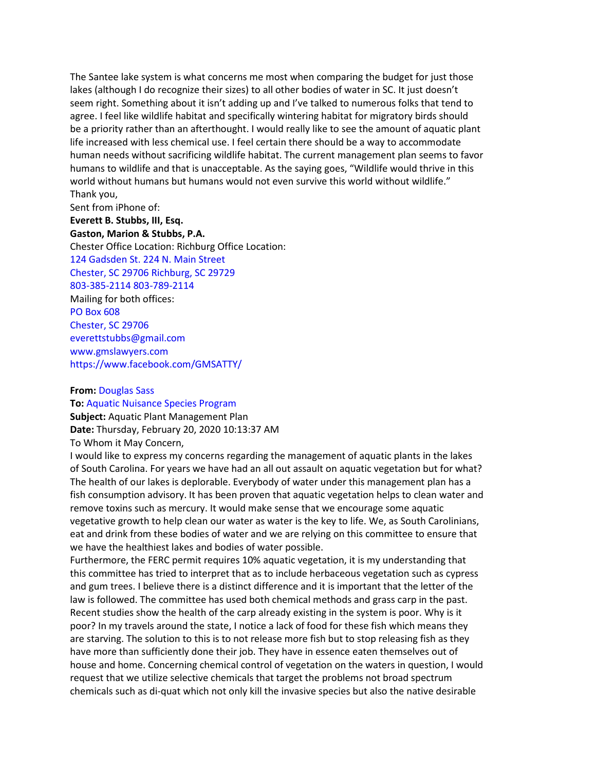The Santee lake system is what concerns me most when comparing the budget for just those lakes (although I do recognize their sizes) to all other bodies of water in SC. It just doesn't seem right. Something about it isn't adding up and I've talked to numerous folks that tend to agree. I feel like wildlife habitat and specifically wintering habitat for migratory birds should be a priority rather than an afterthought. I would really like to see the amount of aquatic plant life increased with less chemical use. I feel certain there should be a way to accommodate human needs without sacrificing wildlife habitat. The current management plan seems to favor humans to wildlife and that is unacceptable. As the saying goes, "Wildlife would thrive in this world without humans but humans would not even survive this world without wildlife."
Thank you,
Sent from iPhone of:
**Everett B. Stubbs, III, Esq.**
**Gaston, Marion & Stubbs, P.A.**
Chester Office Location: Richburg Office Location:
124 Gadsden St. 224 N. Main Street
Chester, SC 29706 Richburg, SC 29729
803-385-2114 803-789-2114
Mailing for both offices:
PO Box 608
Chester, SC 29706
everettstubbs@gmail.com
www.gmslawyers.com
https://www.facebook.com/GMSATTY/

**From:** Douglas Sass
**To:** Aquatic Nuisance Species Program
**Subject:** Aquatic Plant Management Plan
**Date:** Thursday, February 20, 2020 10:13:37 AM
To Whom it May Concern,
I would like to express my concerns regarding the management of aquatic plants in the lakes of South Carolina. For years we have had an all out assault on aquatic vegetation but for what? The health of our lakes is deplorable. Everybody of water under this management plan has a fish consumption advisory. It has been proven that aquatic vegetation helps to clean water and remove toxins such as mercury. It would make sense that we encourage some aquatic vegetative growth to help clean our water as water is the key to life. We, as South Carolinians, eat and drink from these bodies of water and we are relying on this committee to ensure that we have the healthiest lakes and bodies of water possible.
Furthermore, the FERC permit requires 10% aquatic vegetation, it is my understanding that this committee has tried to interpret that as to include herbaceous vegetation such as cypress and gum trees. I believe there is a distinct difference and it is important that the letter of the law is followed. The committee has used both chemical methods and grass carp in the past. Recent studies show the health of the carp already existing in the system is poor. Why is it poor? In my travels around the state, I notice a lack of food for these fish which means they are starving. The solution to this is to not release more fish but to stop releasing fish as they have more than sufficiently done their job. They have in essence eaten themselves out of house and home. Concerning chemical control of vegetation on the waters in question, I would request that we utilize selective chemicals that target the problems not broad spectrum chemicals such as di-quat which not only kill the invasive species but also the native desirable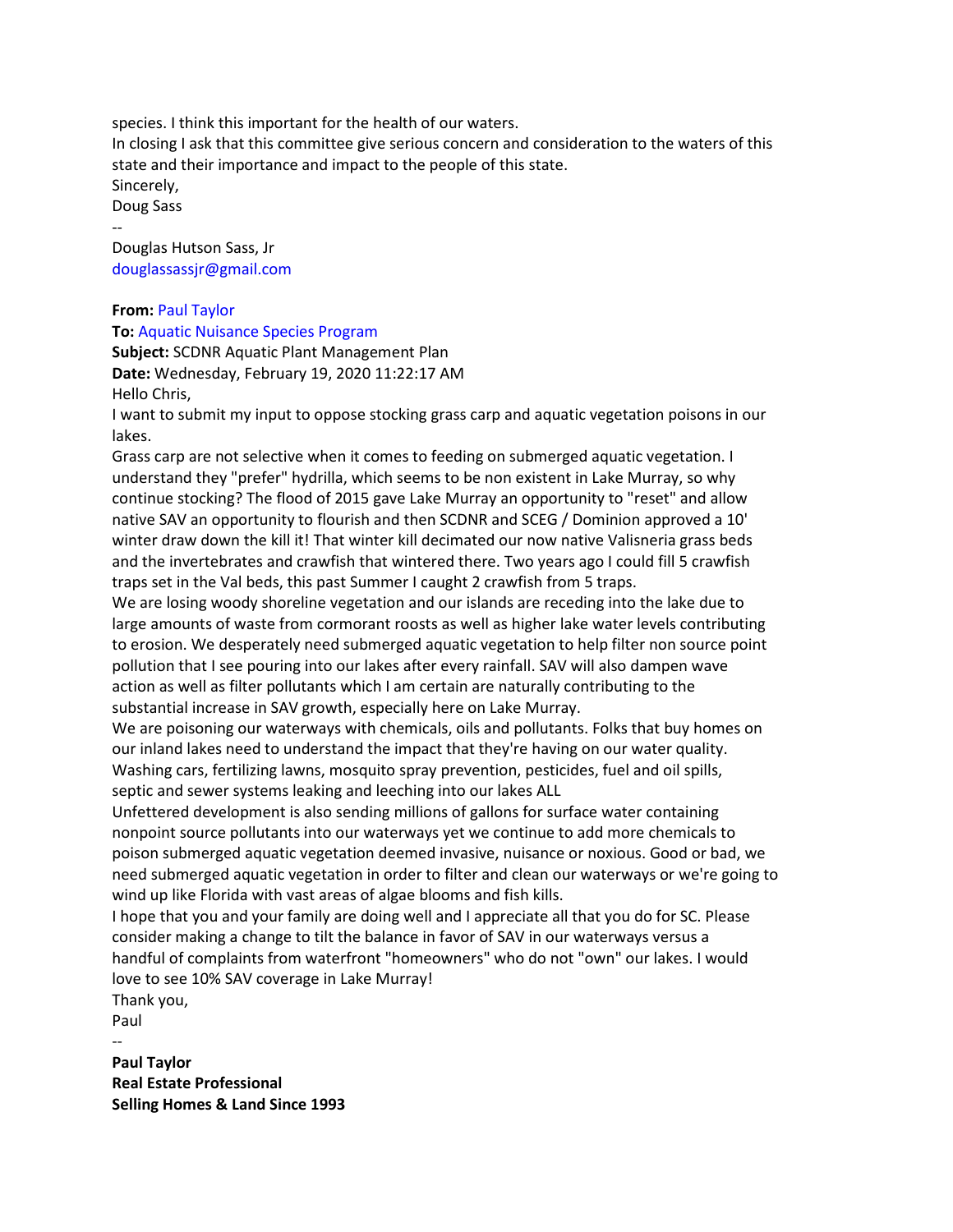species. I think this important for the health of our waters.
In closing I ask that this committee give serious concern and consideration to the waters of this state and their importance and impact to the people of this state.
Sincerely,
Doug Sass
--
Douglas Hutson Sass, Jr
douglassassjr@gmail.com

**From:** Paul Taylor
**To:** Aquatic Nuisance Species Program
**Subject:** SCDNR Aquatic Plant Management Plan
**Date:** Wednesday, February 19, 2020 11:22:17 AM

Hello Chris,
I want to submit my input to oppose stocking grass carp and aquatic vegetation poisons in our lakes.
Grass carp are not selective when it comes to feeding on submerged aquatic vegetation. I understand they "prefer" hydrilla, which seems to be non existent in Lake Murray, so why continue stocking? The flood of 2015 gave Lake Murray an opportunity to "reset" and allow native SAV an opportunity to flourish and then SCDNR and SCEG / Dominion approved a 10' winter draw down the kill it! That winter kill decimated our now native Valisneria grass beds and the invertebrates and crawfish that wintered there. Two years ago I could fill 5 crawfish traps set in the Val beds, this past Summer I caught 2 crawfish from 5 traps.
We are losing woody shoreline vegetation and our islands are receding into the lake due to large amounts of waste from cormorant roosts as well as higher lake water levels contributing to erosion. We desperately need submerged aquatic vegetation to help filter non source point pollution that I see pouring into our lakes after every rainfall. SAV will also dampen wave action as well as filter pollutants which I am certain are naturally contributing to the substantial increase in SAV growth, especially here on Lake Murray.
We are poisoning our waterways with chemicals, oils and pollutants. Folks that buy homes on our inland lakes need to understand the impact that they're having on our water quality. Washing cars, fertilizing lawns, mosquito spray prevention, pesticides, fuel and oil spills, septic and sewer systems leaking and leeching into our lakes ALL
Unfettered development is also sending millions of gallons for surface water containing nonpoint source pollutants into our waterways yet we continue to add more chemicals to poison submerged aquatic vegetation deemed invasive, nuisance or noxious. Good or bad, we need submerged aquatic vegetation in order to filter and clean our waterways or we're going to wind up like Florida with vast areas of algae blooms and fish kills.
I hope that you and your family are doing well and I appreciate all that you do for SC. Please consider making a change to tilt the balance in favor of SAV in our waterways versus a handful of complaints from waterfront "homeowners" who do not "own" our lakes. I would love to see 10% SAV coverage in Lake Murray!
Thank you,
Paul
--
**Paul Taylor**
**Real Estate Professional**
**Selling Homes & Land Since 1993**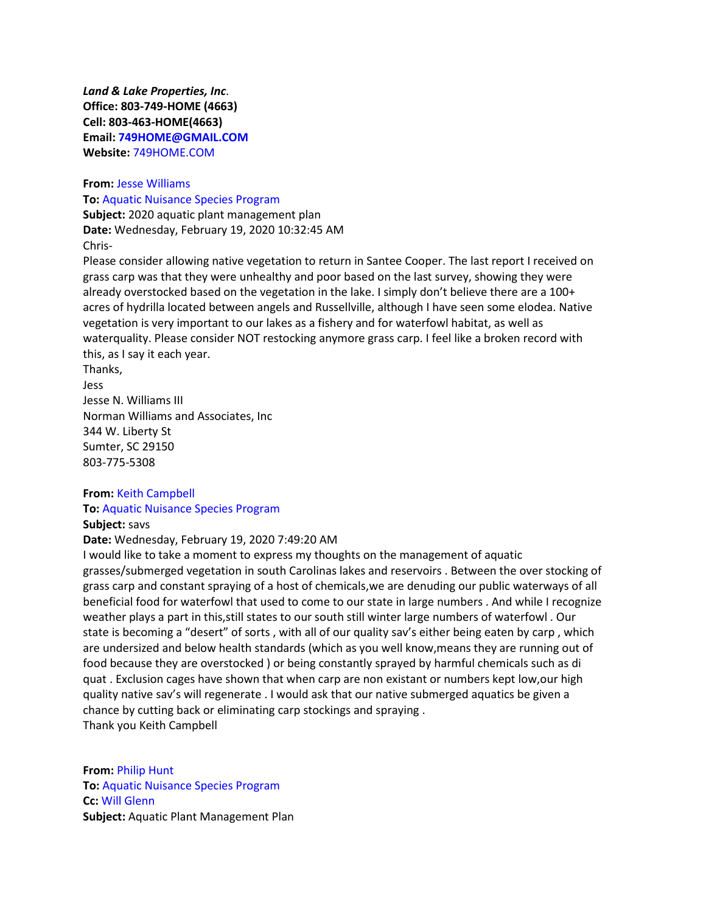***Land & Lake Properties, Inc*.**
**Office: 803-749-HOME (4663)**
**Cell: 803-463-HOME(4663)**
**Email: 749HOME@GMAIL.COM**
**Website:** 749HOME.COM

**From:** Jesse Williams
**To:** Aquatic Nuisance Species Program
**Subject:** 2020 aquatic plant management plan
**Date:** Wednesday, February 19, 2020 10:32:45 AM

Chris-

Please consider allowing native vegetation to return in Santee Cooper. The last report I received on grass carp was that they were unhealthy and poor based on the last survey, showing they were already overstocked based on the vegetation in the lake. I simply don't believe there are a 100+ acres of hydrilla located between angels and Russellville, although I have seen some elodea. Native vegetation is very important to our lakes as a fishery and for waterfowl habitat, as well as waterquality. Please consider NOT restocking anymore grass carp. I feel like a broken record with this, as I say it each year.

Thanks,
Jess
Jesse N. Williams III
Norman Williams and Associates, Inc
344 W. Liberty St
Sumter, SC 29150
803-775-5308

**From:** Keith Campbell
**To:** Aquatic Nuisance Species Program
**Subject:** savs
**Date:** Wednesday, February 19, 2020 7:49:20 AM

I would like to take a moment to express my thoughts on the management of aquatic grasses/submerged vegetation in south Carolinas lakes and reservoirs . Between the over stocking of grass carp and constant spraying of a host of chemicals,we are denuding our public waterways of all beneficial food for waterfowl that used to come to our state in large numbers . And while I recognize weather plays a part in this,still states to our south still winter large numbers of waterfowl . Our state is becoming a "desert" of sorts , with all of our quality sav's either being eaten by carp , which are undersized and below health standards (which as you well know,means they are running out of food because they are overstocked ) or being constantly sprayed by harmful chemicals such as di quat . Exclusion cages have shown that when carp are non existant or numbers kept low,our high quality native sav's will regenerate . I would ask that our native submerged aquatics be given a chance by cutting back or eliminating carp stockings and spraying .
Thank you Keith Campbell

**From:** Philip Hunt
**To:** Aquatic Nuisance Species Program
**Cc:** Will Glenn
**Subject:** Aquatic Plant Management Plan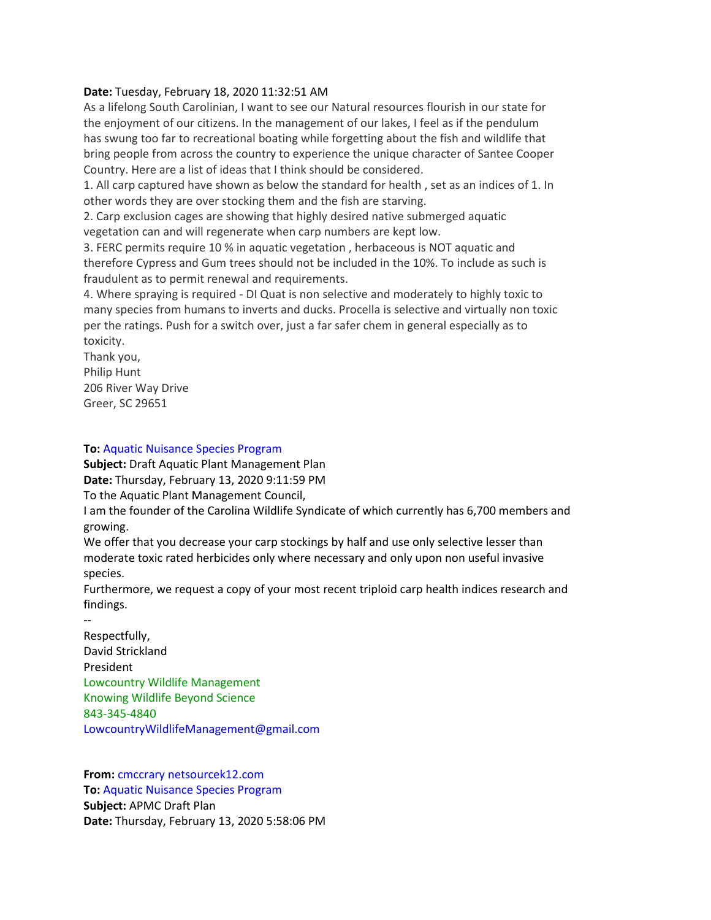**Date:** Tuesday, February 18, 2020 11:32:51 AM

As a lifelong South Carolinian, I want to see our Natural resources flourish in our state for the enjoyment of our citizens. In the management of our lakes, I feel as if the pendulum has swung too far to recreational boating while forgetting about the fish and wildlife that bring people from across the country to experience the unique character of Santee Cooper Country. Here are a list of ideas that I think should be considered.

1. All carp captured have shown as below the standard for health , set as an indices of 1. In other words they are over stocking them and the fish are starving.
2. Carp exclusion cages are showing that highly desired native submerged aquatic vegetation can and will regenerate when carp numbers are kept low.
3. FERC permits require 10 % in aquatic vegetation , herbaceous is NOT aquatic and therefore Cypress and Gum trees should not be included in the 10%. To include as such is fraudulent as to permit renewal and requirements.
4. Where spraying is required - DI Quat is non selective and moderately to highly toxic to many species from humans to inverts and ducks. Procella is selective and virtually non toxic per the ratings. Push for a switch over, just a far safer chem in general especially as to toxicity.

Thank you,
Philip Hunt
206 River Way Drive
Greer, SC 29651

**To:** Aquatic Nuisance Species Program
**Subject:** Draft Aquatic Plant Management Plan
**Date:** Thursday, February 13, 2020 9:11:59 PM

To the Aquatic Plant Management Council,

I am the founder of the Carolina Wildlife Syndicate of which currently has 6,700 members and growing.

We offer that you decrease your carp stockings by half and use only selective lesser than moderate toxic rated herbicides only where necessary and only upon non useful invasive species.

Furthermore, we request a copy of your most recent triploid carp health indices research and findings.

--
Respectfully,
David Strickland
President
Lowcountry Wildlife Management
Knowing Wildlife Beyond Science
843-345-4840
LowcountryWildlifeManagement@gmail.com

**From:** cmccrary netsourcek12.com
**To:** Aquatic Nuisance Species Program
**Subject:** APMC Draft Plan
**Date:** Thursday, February 13, 2020 5:58:06 PM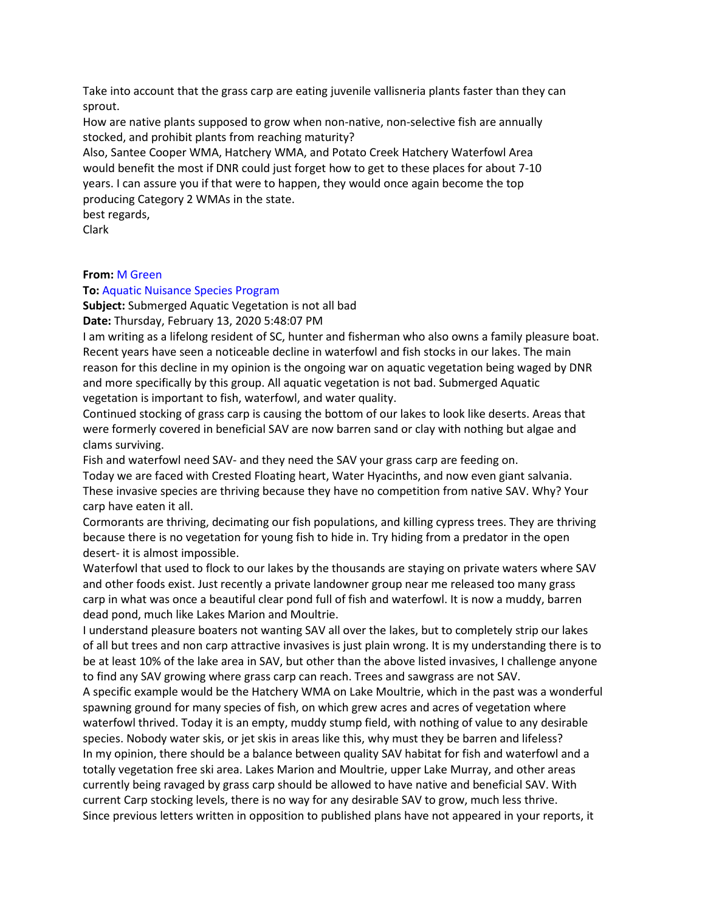Take into account that the grass carp are eating juvenile vallisneria plants faster than they can sprout.

How are native plants supposed to grow when non-native, non-selective fish are annually stocked, and prohibit plants from reaching maturity?

Also, Santee Cooper WMA, Hatchery WMA, and Potato Creek Hatchery Waterfowl Area would benefit the most if DNR could just forget how to get to these places for about 7-10 years. I can assure you if that were to happen, they would once again become the top producing Category 2 WMAs in the state.

best regards,

Clark

**From:** M Green

**To:** Aquatic Nuisance Species Program

**Subject:** Submerged Aquatic Vegetation is not all bad

**Date:** Thursday, February 13, 2020 5:48:07 PM

I am writing as a lifelong resident of SC, hunter and fisherman who also owns a family pleasure boat. Recent years have seen a noticeable decline in waterfowl and fish stocks in our lakes. The main reason for this decline in my opinion is the ongoing war on aquatic vegetation being waged by DNR and more specifically by this group. All aquatic vegetation is not bad. Submerged Aquatic vegetation is important to fish, waterfowl, and water quality.

Continued stocking of grass carp is causing the bottom of our lakes to look like deserts. Areas that were formerly covered in beneficial SAV are now barren sand or clay with nothing but algae and clams surviving.

Fish and waterfowl need SAV- and they need the SAV your grass carp are feeding on.

Today we are faced with Crested Floating heart, Water Hyacinths, and now even giant salvania. These invasive species are thriving because they have no competition from native SAV. Why? Your carp have eaten it all.

Cormorants are thriving, decimating our fish populations, and killing cypress trees. They are thriving because there is no vegetation for young fish to hide in. Try hiding from a predator in the open desert- it is almost impossible.

Waterfowl that used to flock to our lakes by the thousands are staying on private waters where SAV and other foods exist. Just recently a private landowner group near me released too many grass carp in what was once a beautiful clear pond full of fish and waterfowl. It is now a muddy, barren dead pond, much like Lakes Marion and Moultrie.

I understand pleasure boaters not wanting SAV all over the lakes, but to completely strip our lakes of all but trees and non carp attractive invasives is just plain wrong. It is my understanding there is to be at least 10% of the lake area in SAV, but other than the above listed invasives, I challenge anyone to find any SAV growing where grass carp can reach. Trees and sawgrass are not SAV.

A specific example would be the Hatchery WMA on Lake Moultrie, which in the past was a wonderful spawning ground for many species of fish, on which grew acres and acres of vegetation where waterfowl thrived. Today it is an empty, muddy stump field, with nothing of value to any desirable species. Nobody water skis, or jet skis in areas like this, why must they be barren and lifeless?

In my opinion, there should be a balance between quality SAV habitat for fish and waterfowl and a totally vegetation free ski area. Lakes Marion and Moultrie, upper Lake Murray, and other areas currently being ravaged by grass carp should be allowed to have native and beneficial SAV. With current Carp stocking levels, there is no way for any desirable SAV to grow, much less thrive.

Since previous letters written in opposition to published plans have not appeared in your reports, it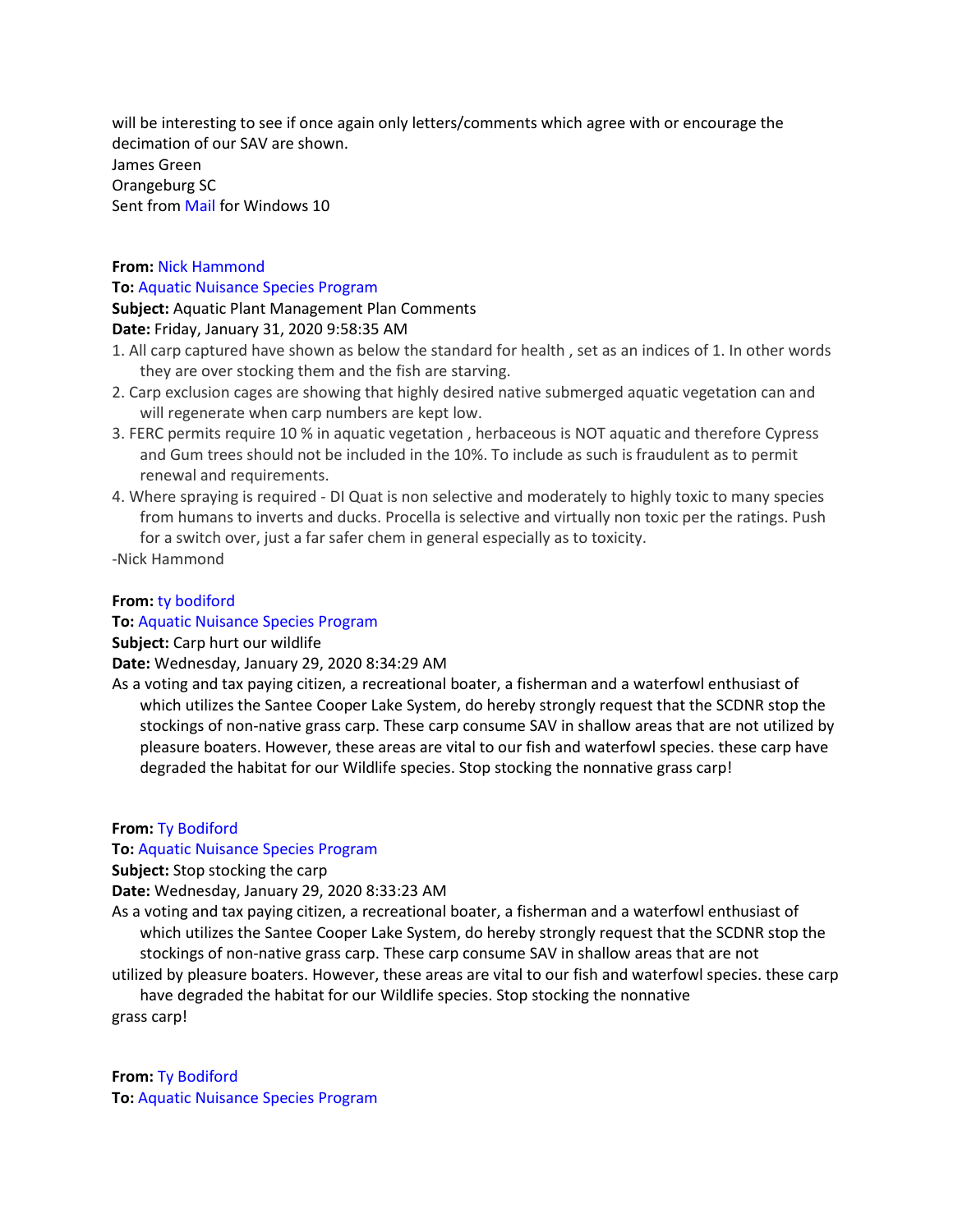will be interesting to see if once again only letters/comments which agree with or encourage the decimation of our SAV are shown.
James Green
Orangeburg SC
Sent from Mail for Windows 10

**From:** Nick Hammond
**To:** Aquatic Nuisance Species Program
**Subject:** Aquatic Plant Management Plan Comments
**Date:** Friday, January 31, 2020 9:58:35 AM

1. All carp captured have shown as below the standard for health , set as an indices of 1. In other words they are over stocking them and the fish are starving.
2. Carp exclusion cages are showing that highly desired native submerged aquatic vegetation can and will regenerate when carp numbers are kept low.
3. FERC permits require 10 % in aquatic vegetation , herbaceous is NOT aquatic and therefore Cypress and Gum trees should not be included in the 10%. To include as such is fraudulent as to permit renewal and requirements.
4. Where spraying is required - DI Quat is non selective and moderately to highly toxic to many species from humans to inverts and ducks. Procella is selective and virtually non toxic per the ratings. Push for a switch over, just a far safer chem in general especially as to toxicity.

-Nick Hammond

**From:** ty bodiford
**To:** Aquatic Nuisance Species Program
**Subject:** Carp hurt our wildlife
**Date:** Wednesday, January 29, 2020 8:34:29 AM

As a voting and tax paying citizen, a recreational boater, a fisherman and a waterfowl enthusiast of which utilizes the Santee Cooper Lake System, do hereby strongly request that the SCDNR stop the stockings of non-native grass carp. These carp consume SAV in shallow areas that are not utilized by pleasure boaters. However, these areas are vital to our fish and waterfowl species. these carp have degraded the habitat for our Wildlife species. Stop stocking the nonnative grass carp!

**From:** Ty Bodiford
**To:** Aquatic Nuisance Species Program
**Subject:** Stop stocking the carp
**Date:** Wednesday, January 29, 2020 8:33:23 AM

As a voting and tax paying citizen, a recreational boater, a fisherman and a waterfowl enthusiast of which utilizes the Santee Cooper Lake System, do hereby strongly request that the SCDNR stop the stockings of non-native grass carp. These carp consume SAV in shallow areas that are not utilized by pleasure boaters. However, these areas are vital to our fish and waterfowl species. these carp have degraded the habitat for our Wildlife species. Stop stocking the nonnative grass carp!

**From:** Ty Bodiford
**To:** Aquatic Nuisance Species Program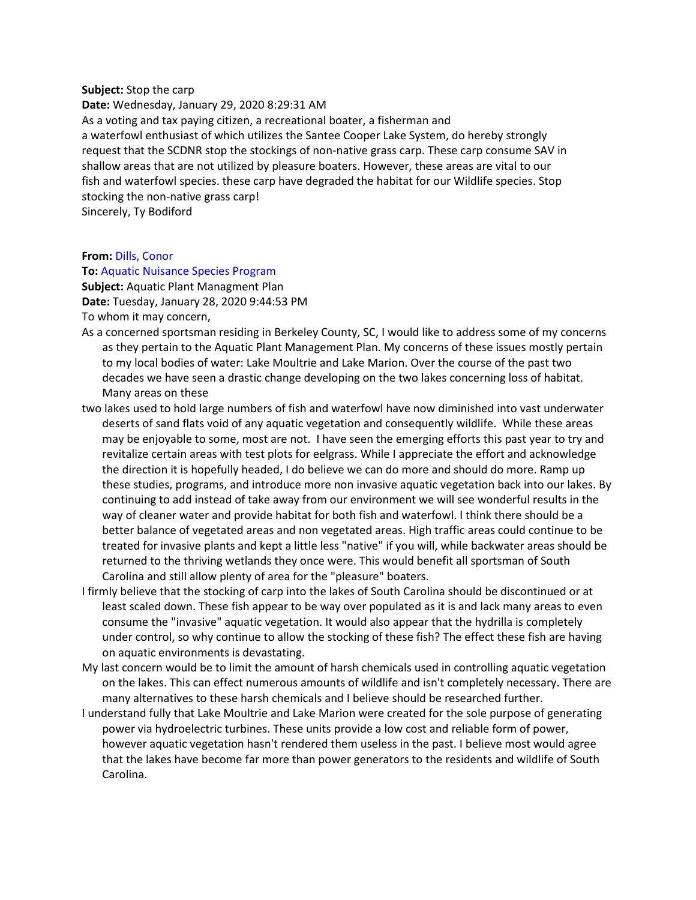**Subject:** Stop the carp
**Date:** Wednesday, January 29, 2020 8:29:31 AM

As a voting and tax paying citizen, a recreational boater, a fisherman and a waterfowl enthusiast of which utilizes the Santee Cooper Lake System, do hereby strongly request that the SCDNR stop the stockings of non-native grass carp. These carp consume SAV in shallow areas that are not utilized by pleasure boaters. However, these areas are vital to our fish and waterfowl species. these carp have degraded the habitat for our Wildlife species. Stop stocking the non-native grass carp!

Sincerely, Ty Bodiford

**From:** Dills, Conor
**To:** Aquatic Nuisance Species Program
**Subject:** Aquatic Plant Managment Plan
**Date:** Tuesday, January 28, 2020 9:44:53 PM

To whom it may concern,

As a concerned sportsman residing in Berkeley County, SC, I would like to address some of my concerns as they pertain to the Aquatic Plant Management Plan. My concerns of these issues mostly pertain to my local bodies of water: Lake Moultrie and Lake Marion. Over the course of the past two decades we have seen a drastic change developing on the two lakes concerning loss of habitat. Many areas on these

two lakes used to hold large numbers of fish and waterfowl have now diminished into vast underwater deserts of sand flats void of any aquatic vegetation and consequently wildlife. While these areas may be enjoyable to some, most are not. I have seen the emerging efforts this past year to try and revitalize certain areas with test plots for eelgrass. While I appreciate the effort and acknowledge the direction it is hopefully headed, I do believe we can do more and should do more. Ramp up these studies, programs, and introduce more non invasive aquatic vegetation back into our lakes. By continuing to add instead of take away from our environment we will see wonderful results in the way of cleaner water and provide habitat for both fish and waterfowl. I think there should be a better balance of vegetated areas and non vegetated areas. High traffic areas could continue to be treated for invasive plants and kept a little less "native" if you will, while backwater areas should be returned to the thriving wetlands they once were. This would benefit all sportsman of South Carolina and still allow plenty of area for the "pleasure" boaters.

I firmly believe that the stocking of carp into the lakes of South Carolina should be discontinued or at least scaled down. These fish appear to be way over populated as it is and lack many areas to even consume the "invasive" aquatic vegetation. It would also appear that the hydrilla is completely under control, so why continue to allow the stocking of these fish? The effect these fish are having on aquatic environments is devastating.

My last concern would be to limit the amount of harsh chemicals used in controlling aquatic vegetation on the lakes. This can effect numerous amounts of wildlife and isn't completely necessary. There are many alternatives to these harsh chemicals and I believe should be researched further.

I understand fully that Lake Moultrie and Lake Marion were created for the sole purpose of generating power via hydroelectric turbines. These units provide a low cost and reliable form of power, however aquatic vegetation hasn't rendered them useless in the past. I believe most would agree that the lakes have become far more than power generators to the residents and wildlife of South Carolina.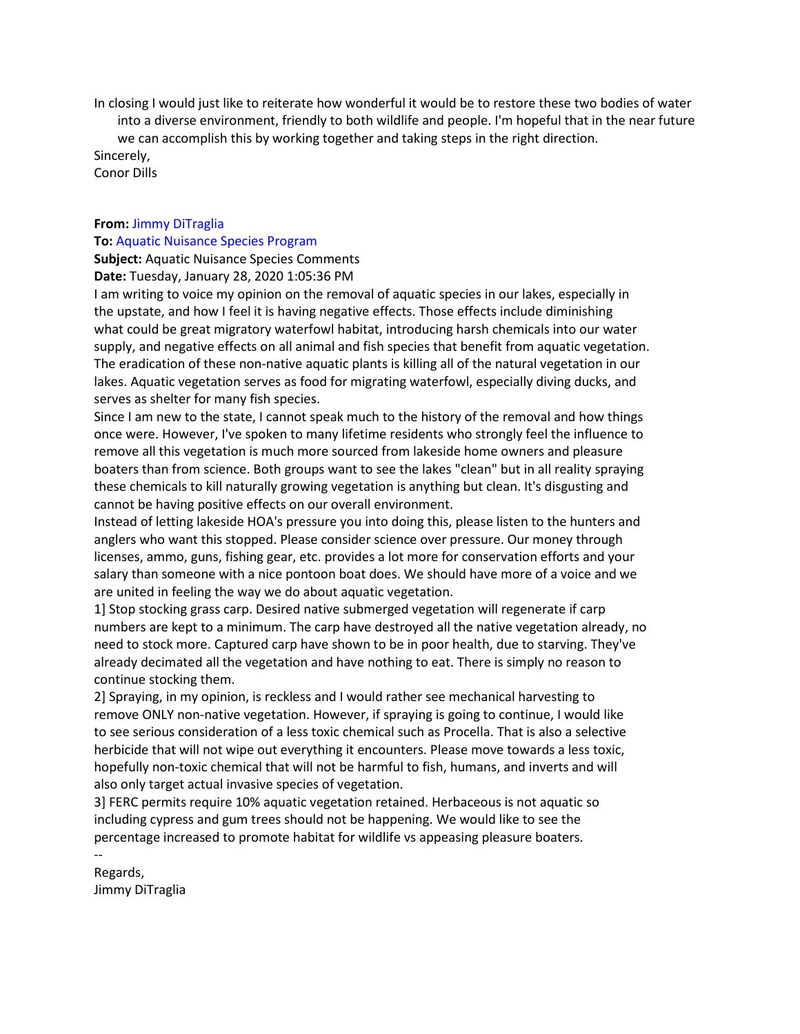In closing I would just like to reiterate how wonderful it would be to restore these two bodies of water into a diverse environment, friendly to both wildlife and people. I'm hopeful that in the near future we can accomplish this by working together and taking steps in the right direction.

Sincerely,
Conor Dills

**From:** Jimmy DiTraglia
**To:** Aquatic Nuisance Species Program
**Subject:** Aquatic Nuisance Species Comments
**Date:** Tuesday, January 28, 2020 1:05:36 PM

I am writing to voice my opinion on the removal of aquatic species in our lakes, especially in the upstate, and how I feel it is having negative effects. Those effects include diminishing what could be great migratory waterfowl habitat, introducing harsh chemicals into our water supply, and negative effects on all animal and fish species that benefit from aquatic vegetation. The eradication of these non-native aquatic plants is killing all of the natural vegetation in our lakes. Aquatic vegetation serves as food for migrating waterfowl, especially diving ducks, and serves as shelter for many fish species.

Since I am new to the state, I cannot speak much to the history of the removal and how things once were. However, I've spoken to many lifetime residents who strongly feel the influence to remove all this vegetation is much more sourced from lakeside home owners and pleasure boaters than from science. Both groups want to see the lakes "clean" but in all reality spraying these chemicals to kill naturally growing vegetation is anything but clean. It's disgusting and cannot be having positive effects on our overall environment.

Instead of letting lakeside HOA's pressure you into doing this, please listen to the hunters and anglers who want this stopped. Please consider science over pressure. Our money through licenses, ammo, guns, fishing gear, etc. provides a lot more for conservation efforts and your salary than someone with a nice pontoon boat does. We should have more of a voice and we are united in feeling the way we do about aquatic vegetation.

1] Stop stocking grass carp. Desired native submerged vegetation will regenerate if carp numbers are kept to a minimum. The carp have destroyed all the native vegetation already, no need to stock more. Captured carp have shown to be in poor health, due to starving. They've already decimated all the vegetation and have nothing to eat. There is simply no reason to continue stocking them.

2] Spraying, in my opinion, is reckless and I would rather see mechanical harvesting to remove ONLY non-native vegetation. However, if spraying is going to continue, I would like to see serious consideration of a less toxic chemical such as Procella. That is also a selective herbicide that will not wipe out everything it encounters. Please move towards a less toxic, hopefully non-toxic chemical that will not be harmful to fish, humans, and inverts and will also only target actual invasive species of vegetation.

3] FERC permits require 10% aquatic vegetation retained. Herbaceous is not aquatic so including cypress and gum trees should not be happening. We would like to see the percentage increased to promote habitat for wildlife vs appeasing pleasure boaters.

--

Regards,
Jimmy DiTraglia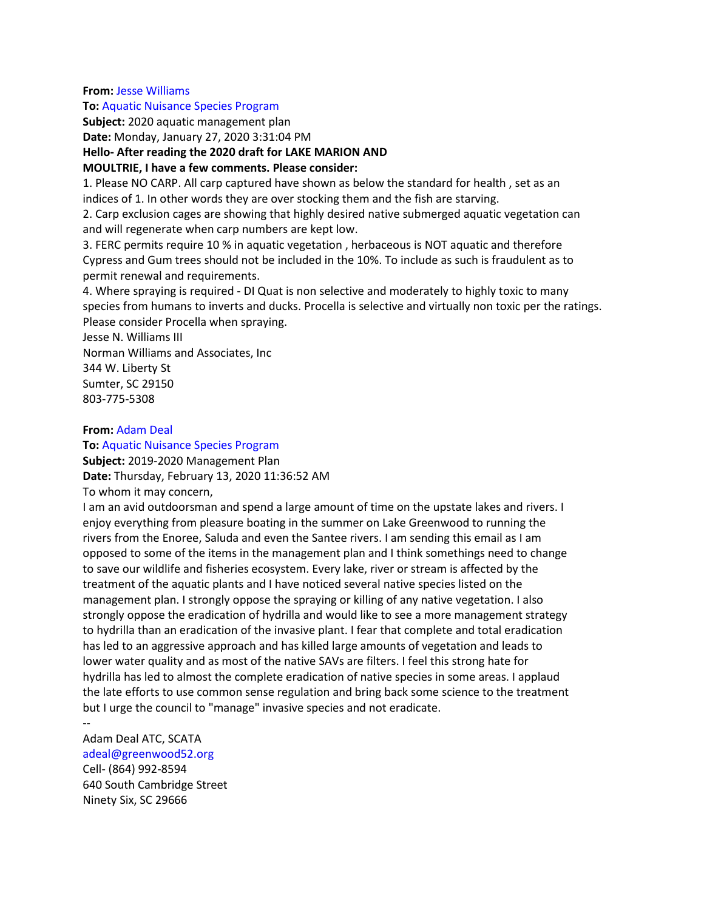**From:** Jesse Williams
**To:** Aquatic Nuisance Species Program
**Subject:** 2020 aquatic management plan
**Date:** Monday, January 27, 2020 3:31:04 PM

**Hello- After reading the 2020 draft for LAKE MARION AND MOULTRIE, I have a few comments. Please consider:**

1. Please NO CARP. All carp captured have shown as below the standard for health , set as an indices of 1. In other words they are over stocking them and the fish are starving.
2. Carp exclusion cages are showing that highly desired native submerged aquatic vegetation can and will regenerate when carp numbers are kept low.
3. FERC permits require 10 % in aquatic vegetation , herbaceous is NOT aquatic and therefore Cypress and Gum trees should not be included in the 10%. To include as such is fraudulent as to permit renewal and requirements.
4. Where spraying is required - DI Quat is non selective and moderately to highly toxic to many species from humans to inverts and ducks. Procella is selective and virtually non toxic per the ratings. Please consider Procella when spraying.

Jesse N. Williams III
Norman Williams and Associates, Inc
344 W. Liberty St
Sumter, SC 29150
803-775-5308

**From:** Adam Deal
**To:** Aquatic Nuisance Species Program
**Subject:** 2019-2020 Management Plan
**Date:** Thursday, February 13, 2020 11:36:52 AM

To whom it may concern,

I am an avid outdoorsman and spend a large amount of time on the upstate lakes and rivers. I enjoy everything from pleasure boating in the summer on Lake Greenwood to running the rivers from the Enoree, Saluda and even the Santee rivers. I am sending this email as I am opposed to some of the items in the management plan and I think somethings need to change to save our wildlife and fisheries ecosystem. Every lake, river or stream is affected by the treatment of the aquatic plants and I have noticed several native species listed on the management plan. I strongly oppose the spraying or killing of any native vegetation. I also strongly oppose the eradication of hydrilla and would like to see a more management strategy to hydrilla than an eradication of the invasive plant. I fear that complete and total eradication has led to an aggressive approach and has killed large amounts of vegetation and leads to lower water quality and as most of the native SAVs are filters. I feel this strong hate for hydrilla has led to almost the complete eradication of native species in some areas. I applaud the late efforts to use common sense regulation and bring back some science to the treatment but I urge the council to "manage" invasive species and not eradicate.

--

Adam Deal ATC, SCATA
adeal@greenwood52.org
Cell- (864) 992-8594
640 South Cambridge Street
Ninety Six, SC 29666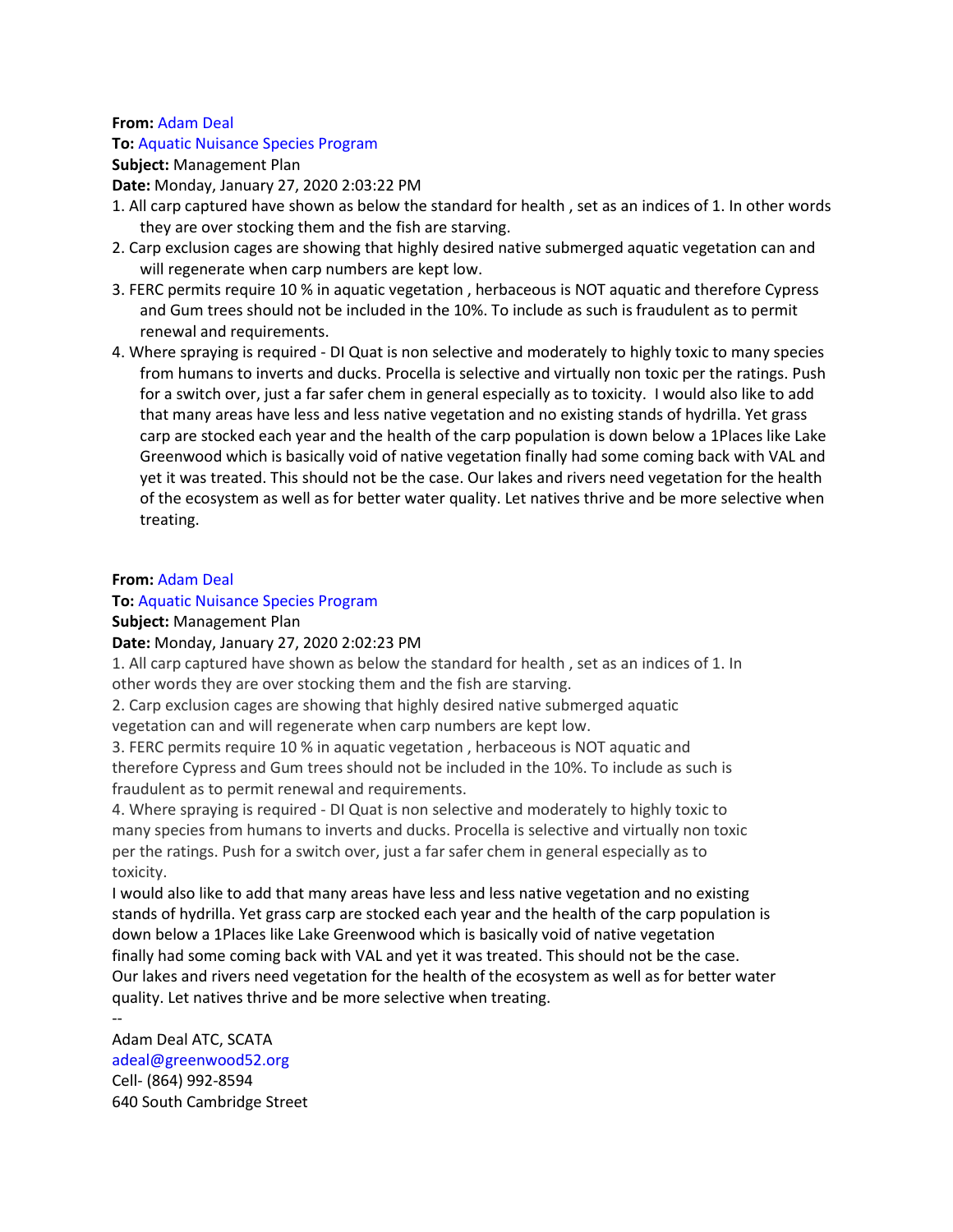**From:** Adam Deal
**To:** Aquatic Nuisance Species Program
**Subject:** Management Plan
**Date:** Monday, January 27, 2020 2:03:22 PM

1. All carp captured have shown as below the standard for health , set as an indices of 1. In other words they are over stocking them and the fish are starving.
2. Carp exclusion cages are showing that highly desired native submerged aquatic vegetation can and will regenerate when carp numbers are kept low.
3. FERC permits require 10 % in aquatic vegetation , herbaceous is NOT aquatic and therefore Cypress and Gum trees should not be included in the 10%. To include as such is fraudulent as to permit renewal and requirements.
4. Where spraying is required - DI Quat is non selective and moderately to highly toxic to many species from humans to inverts and ducks. Procella is selective and virtually non toxic per the ratings. Push for a switch over, just a far safer chem in general especially as to toxicity.  I would also like to add that many areas have less and less native vegetation and no existing stands of hydrilla. Yet grass carp are stocked each year and the health of the carp population is down below a 1Places like Lake Greenwood which is basically void of native vegetation finally had some coming back with VAL and yet it was treated. This should not be the case. Our lakes and rivers need vegetation for the health of the ecosystem as well as for better water quality. Let natives thrive and be more selective when treating.

**From:** Adam Deal
**To:** Aquatic Nuisance Species Program
**Subject:** Management Plan
**Date:** Monday, January 27, 2020 2:02:23 PM

1. All carp captured have shown as below the standard for health , set as an indices of 1. In other words they are over stocking them and the fish are starving.
2. Carp exclusion cages are showing that highly desired native submerged aquatic vegetation can and will regenerate when carp numbers are kept low.
3. FERC permits require 10 % in aquatic vegetation , herbaceous is NOT aquatic and therefore Cypress and Gum trees should not be included in the 10%. To include as such is fraudulent as to permit renewal and requirements.
4. Where spraying is required - DI Quat is non selective and moderately to highly toxic to many species from humans to inverts and ducks. Procella is selective and virtually non toxic per the ratings. Push for a switch over, just a far safer chem in general especially as to toxicity.

I would also like to add that many areas have less and less native vegetation and no existing stands of hydrilla. Yet grass carp are stocked each year and the health of the carp population is down below a 1Places like Lake Greenwood which is basically void of native vegetation finally had some coming back with VAL and yet it was treated. This should not be the case. Our lakes and rivers need vegetation for the health of the ecosystem as well as for better water quality. Let natives thrive and be more selective when treating.

--
Adam Deal ATC, SCATA
adeal@greenwood52.org
Cell- (864) 992-8594
640 South Cambridge Street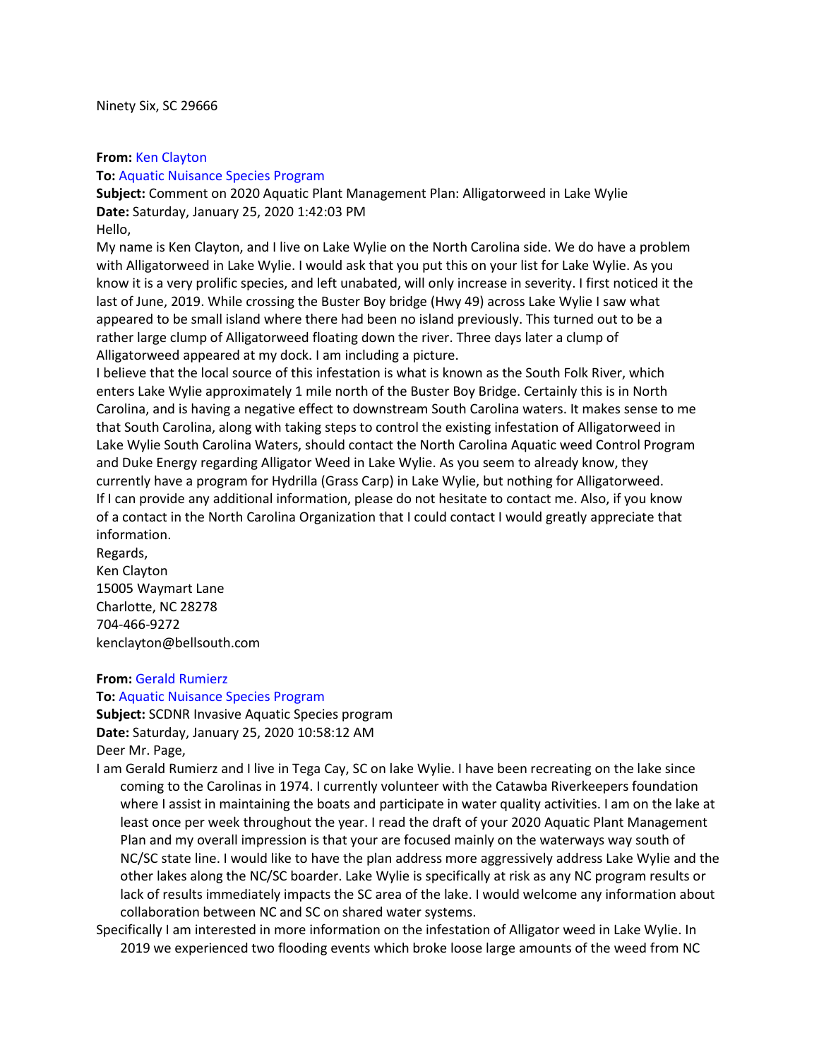Ninety Six, SC 29666

**From:** Ken Clayton
**To:** Aquatic Nuisance Species Program
**Subject:** Comment on 2020 Aquatic Plant Management Plan: Alligatorweed in Lake Wylie
**Date:** Saturday, January 25, 2020 1:42:03 PM

Hello,

My name is Ken Clayton, and I live on Lake Wylie on the North Carolina side. We do have a problem with Alligatorweed in Lake Wylie. I would ask that you put this on your list for Lake Wylie. As you know it is a very prolific species, and left unabated, will only increase in severity. I first noticed it the last of June, 2019. While crossing the Buster Boy bridge (Hwy 49) across Lake Wylie I saw what appeared to be small island where there had been no island previously. This turned out to be a rather large clump of Alligatorweed floating down the river. Three days later a clump of Alligatorweed appeared at my dock. I am including a picture.

I believe that the local source of this infestation is what is known as the South Folk River, which enters Lake Wylie approximately 1 mile north of the Buster Boy Bridge. Certainly this is in North Carolina, and is having a negative effect to downstream South Carolina waters. It makes sense to me that South Carolina, along with taking steps to control the existing infestation of Alligatorweed in Lake Wylie South Carolina Waters, should contact the North Carolina Aquatic weed Control Program and Duke Energy regarding Alligator Weed in Lake Wylie. As you seem to already know, they currently have a program for Hydrilla (Grass Carp) in Lake Wylie, but nothing for Alligatorweed.

If I can provide any additional information, please do not hesitate to contact me. Also, if you know of a contact in the North Carolina Organization that I could contact I would greatly appreciate that information.

Regards,
Ken Clayton
15005 Waymart Lane
Charlotte, NC 28278
704-466-9272
kenclayton@bellsouth.com

**From:** Gerald Rumierz
**To:** Aquatic Nuisance Species Program
**Subject:** SCDNR Invasive Aquatic Species program
**Date:** Saturday, January 25, 2020 10:58:12 AM

Deer Mr. Page,

I am Gerald Rumierz and I live in Tega Cay, SC on lake Wylie. I have been recreating on the lake since coming to the Carolinas in 1974. I currently volunteer with the Catawba Riverkeepers foundation where I assist in maintaining the boats and participate in water quality activities. I am on the lake at least once per week throughout the year. I read the draft of your 2020 Aquatic Plant Management Plan and my overall impression is that your are focused mainly on the waterways way south of NC/SC state line. I would like to have the plan address more aggressively address Lake Wylie and the other lakes along the NC/SC boarder. Lake Wylie is specifically at risk as any NC program results or lack of results immediately impacts the SC area of the lake. I would welcome any information about collaboration between NC and SC on shared water systems.

Specifically I am interested in more information on the infestation of Alligator weed in Lake Wylie. In 2019 we experienced two flooding events which broke loose large amounts of the weed from NC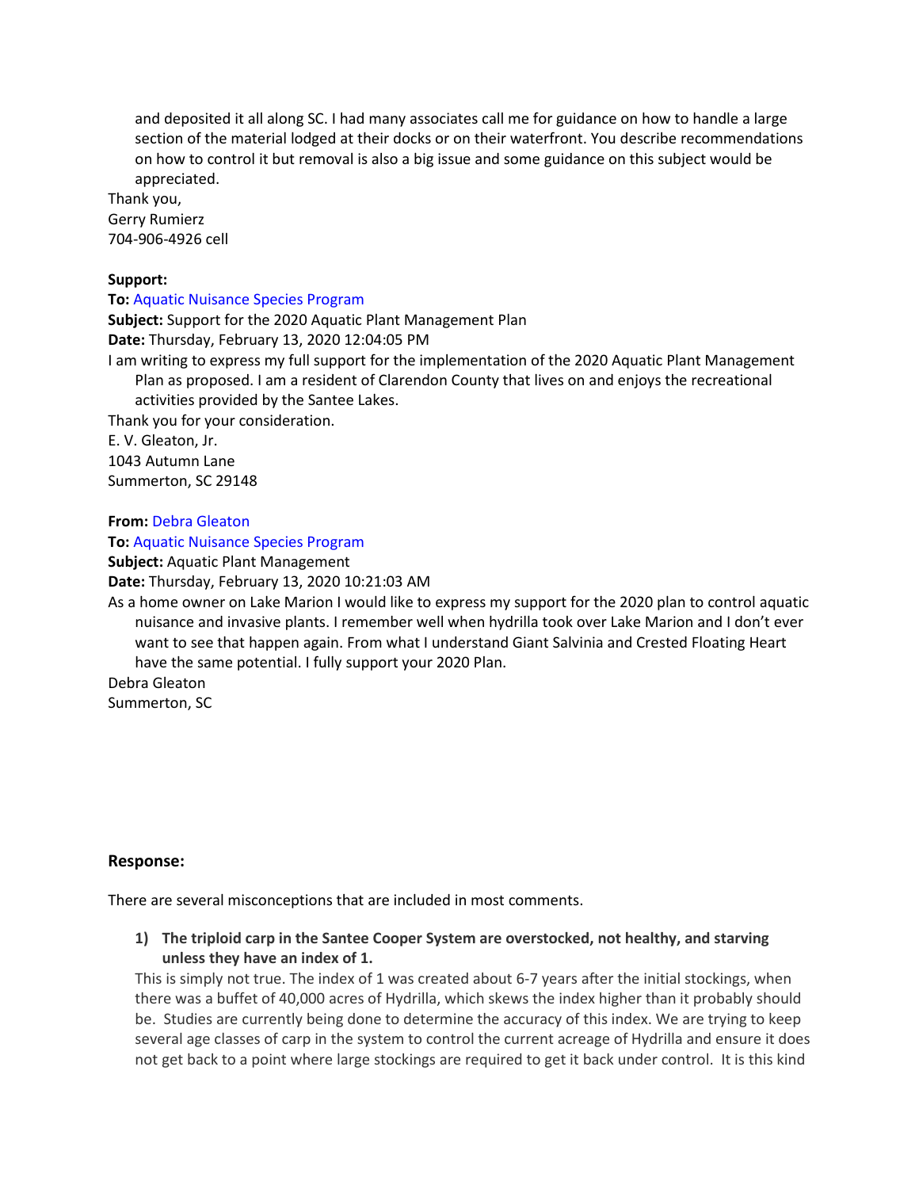and deposited it all along SC. I had many associates call me for guidance on how to handle a large section of the material lodged at their docks or on their waterfront. You describe recommendations on how to control it but removal is also a big issue and some guidance on this subject would be appreciated.

Thank you,
Gerry Rumierz
704-906-4926 cell

**Support:**
**To:** Aquatic Nuisance Species Program
**Subject:** Support for the 2020 Aquatic Plant Management Plan
**Date:** Thursday, February 13, 2020 12:04:05 PM

I am writing to express my full support for the implementation of the 2020 Aquatic Plant Management Plan as proposed. I am a resident of Clarendon County that lives on and enjoys the recreational activities provided by the Santee Lakes.

Thank you for your consideration.
E. V. Gleaton, Jr.
1043 Autumn Lane
Summerton, SC 29148

**From:** Debra Gleaton
**To:** Aquatic Nuisance Species Program
**Subject:** Aquatic Plant Management
**Date:** Thursday, February 13, 2020 10:21:03 AM

As a home owner on Lake Marion I would like to express my support for the 2020 plan to control aquatic nuisance and invasive plants. I remember well when hydrilla took over Lake Marion and I don't ever want to see that happen again. From what I understand Giant Salvinia and Crested Floating Heart have the same potential. I fully support your 2020 Plan.

Debra Gleaton
Summerton, SC

### Response:

There are several misconceptions that are included in most comments.

1) **The triploid carp in the Santee Cooper System are overstocked, not healthy, and starving unless they have an index of 1.**
This is simply not true. The index of 1 was created about 6-7 years after the initial stockings, when there was a buffet of 40,000 acres of Hydrilla, which skews the index higher than it probably should be. Studies are currently being done to determine the accuracy of this index. We are trying to keep several age classes of carp in the system to control the current acreage of Hydrilla and ensure it does not get back to a point where large stockings are required to get it back under control. It is this kind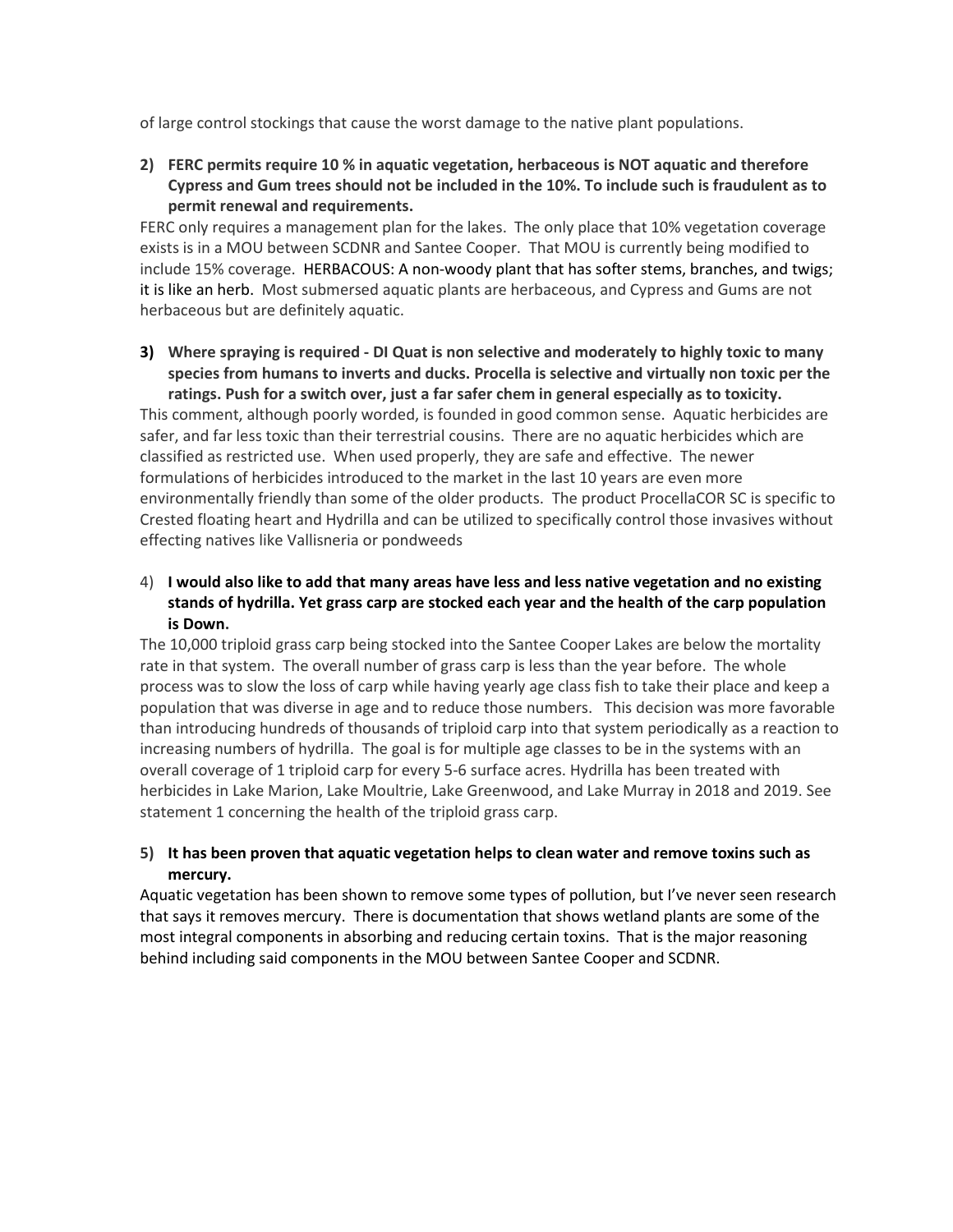of large control stockings that cause the worst damage to the native plant populations.

**2) FERC permits require 10 % in aquatic vegetation, herbaceous is NOT aquatic and therefore Cypress and Gum trees should not be included in the 10%. To include such is fraudulent as to permit renewal and requirements.**

FERC only requires a management plan for the lakes. The only place that 10% vegetation coverage exists is in a MOU between SCDNR and Santee Cooper. That MOU is currently being modified to include 15% coverage. HERBACOUS: A non-woody plant that has softer stems, branches, and twigs; it is like an herb. Most submersed aquatic plants are herbaceous, and Cypress and Gums are not herbaceous but are definitely aquatic.

**3) Where spraying is required - DI Quat is non selective and moderately to highly toxic to many species from humans to inverts and ducks. Procella is selective and virtually non toxic per the ratings. Push for a switch over, just a far safer chem in general especially as to toxicity.**

This comment, although poorly worded, is founded in good common sense. Aquatic herbicides are safer, and far less toxic than their terrestrial cousins. There are no aquatic herbicides which are classified as restricted use. When used properly, they are safe and effective. The newer formulations of herbicides introduced to the market in the last 10 years are even more environmentally friendly than some of the older products. The product ProcellaCOR SC is specific to Crested floating heart and Hydrilla and can be utilized to specifically control those invasives without effecting natives like Vallisneria or pondweeds

4) **I would also like to add that many areas have less and less native vegetation and no existing stands of hydrilla. Yet grass carp are stocked each year and the health of the carp population is Down.**

The 10,000 triploid grass carp being stocked into the Santee Cooper Lakes are below the mortality rate in that system. The overall number of grass carp is less than the year before. The whole process was to slow the loss of carp while having yearly age class fish to take their place and keep a population that was diverse in age and to reduce those numbers. This decision was more favorable than introducing hundreds of thousands of triploid carp into that system periodically as a reaction to increasing numbers of hydrilla. The goal is for multiple age classes to be in the systems with an overall coverage of 1 triploid carp for every 5-6 surface acres. Hydrilla has been treated with herbicides in Lake Marion, Lake Moultrie, Lake Greenwood, and Lake Murray in 2018 and 2019. See statement 1 concerning the health of the triploid grass carp.

**5) It has been proven that aquatic vegetation helps to clean water and remove toxins such as mercury.**

Aquatic vegetation has been shown to remove some types of pollution, but I've never seen research that says it removes mercury. There is documentation that shows wetland plants are some of the most integral components in absorbing and reducing certain toxins. That is the major reasoning behind including said components in the MOU between Santee Cooper and SCDNR.